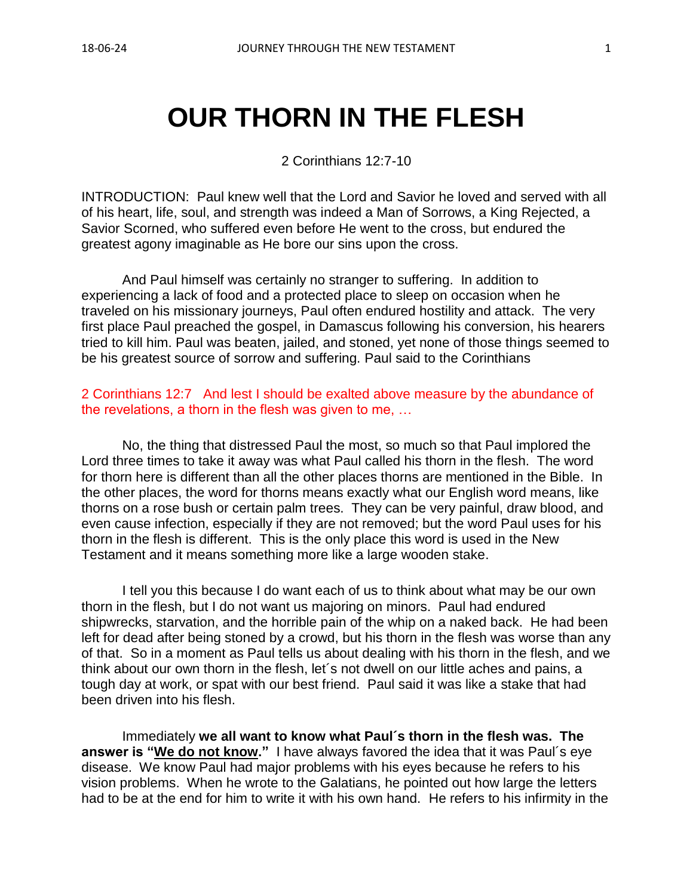# OUR THORN IN THE FLESH

2 Corinthians 12:7-10

INTRODUCTION: Paul knew well that the Lord and Savior he loved and served with all of his heart, life, soul, and strength was indeed a Man of Sorrows, a King Rejected, a Savior Scorned, who suffered even before He went to the cross, but endured the greatest agony imaginable as He bore our sins upon the cross.

And Paul himself was certainly no stranger to suffering. In addition to experiencing a lack of food and a protected place to sleep on occasion when he traveled on his missionary journeys, Paul often endured hostility and attack. The very first place Paul preached the gospel, in Damascus following his conversion, his hearers tried to kill him. Paul was beaten, jailed, and stoned, yet none of those things seemed to be his greatest source of sorrow and suffering. Paul said to the Corinthians

2 Corinthians 12:7 And lest I should be exalted above measure by the abundance of the revelations, a thorn in the flesh was given to me, …

No, the thing that distressed Paul the most, so much so that Paul implored the Lord three times to take it away was what Paul called his thorn in the flesh. The word for thorn here is different than all the other places thorns are mentioned in the Bible. In the other places, the word for thorns means exactly what our English word means, like thorns on a rose bush or certain palm trees. They can be very painful, draw blood, and even cause infection, especially if they are not removed; but the word Paul uses for his thorn in the flesh is different. This is the only place this word is used in the New Testament and it means something more like a large wooden stake.

I tell you this because I do want each of us to think about what may be our own thorn in the flesh, but I do not want us majoring on minors. Paul had endured shipwrecks, starvation, and the horrible pain of the whip on a naked back. He had been left for dead after being stoned by a crowd, but his thorn in the flesh was worse than any of that. So in a moment as Paul tells us about dealing with his thorn in the flesh, and we think about our own thorn in the flesh, let´s not dwell on our little aches and pains, a tough day at work, or spat with our best friend. Paul said it was like a stake that had been driven into his flesh.

Immediately **we all want to know what Paul´s thorn in the flesh was. The answer is "<u>We do not know</u>."** I have always favored the idea that it was Paul´s eye disease. We know Paul had major problems with his eyes because he refers to his vision problems. When he wrote to the Galatians, he pointed out how large the letters had to be at the end for him to write it with his own hand. He refers to his infirmity in the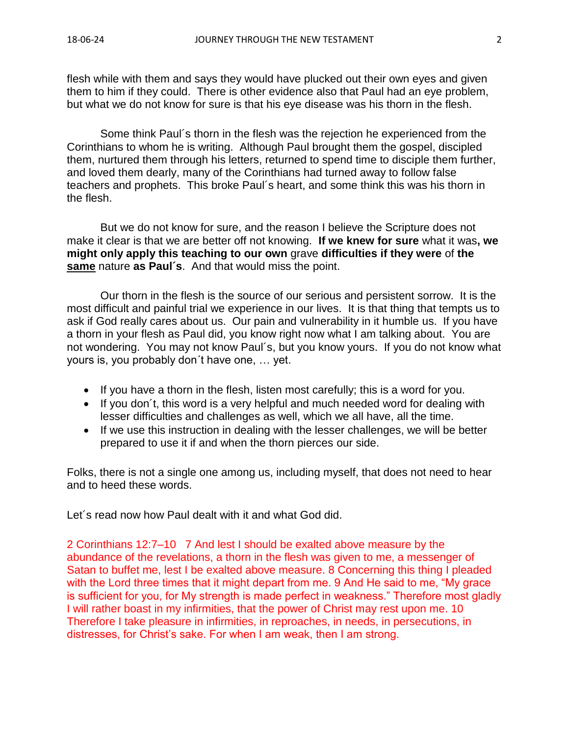flesh while with them and says they would have plucked out their own eyes and given them to him if they could. There is other evidence also that Paul had an eye problem, but what we do not know for sure is that his eye disease was his thorn in the flesh.

Some think Paul´s thorn in the flesh was the rejection he experienced from the Corinthians to whom he is writing. Although Paul brought them the gospel, discipled them, nurtured them through his letters, returned to spend time to disciple them further, and loved them dearly, many of the Corinthians had turned away to follow false teachers and prophets. This broke Paul´s heart, and some think this was his thorn in the flesh.

But we do not know for sure, and the reason I believe the Scripture does not make it clear is that we are better off not knowing. **If we knew for sure** what it was**, we might only apply this teaching to our own** grave **difficulties if they were** of **the <u>same</u>** nature **as Paul´s**. And that would miss the point.

Our thorn in the flesh is the source of our serious and persistent sorrow. It is the most difficult and painful trial we experience in our lives. It is that thing that tempts us to ask if God really cares about us. Our pain and vulnerability in it humble us. If you have a thorn in your flesh as Paul did, you know right now what I am talking about. You are not wondering. You may not know Paul´s, but you know yours. If you do not know what yours is, you probably don´t have one, … yet.

- If you have a thorn in the flesh, listen most carefully; this is a word for you.
- If you don´t, this word is a very helpful and much needed word for dealing with lesser difficulties and challenges as well, which we all have, all the time.
- If we use this instruction in dealing with the lesser challenges, we will be better prepared to use it if and when the thorn pierces our side.

Folks, there is not a single one among us, including myself, that does not need to hear and to heed these words.

Let´s read now how Paul dealt with it and what God did.

2 Corinthians 12:7–10 7 And lest I should be exalted above measure by the abundance of the revelations, a thorn in the flesh was given to me, a messenger of Satan to buffet me, lest I be exalted above measure. 8 Concerning this thing I pleaded with the Lord three times that it might depart from me. 9 And He said to me, "My grace is sufficient for you, for My strength is made perfect in weakness." Therefore most gladly I will rather boast in my infirmities, that the power of Christ may rest upon me. 10 Therefore I take pleasure in infirmities, in reproaches, in needs, in persecutions, in distresses, for Christ's sake. For when I am weak, then I am strong.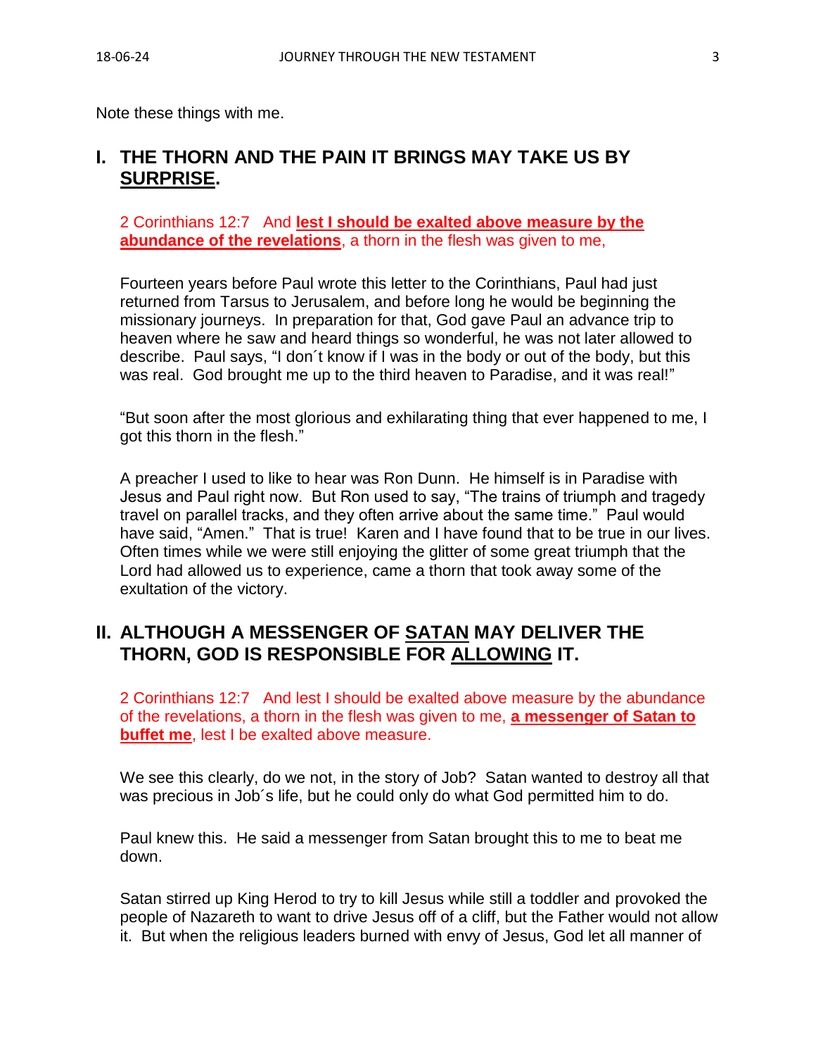Note these things with me.

## I. THE THORN AND THE PAIN IT BRINGS MAY TAKE US BY <u>SURPRISE</u>.

2 Corinthians 12:7 And **<u>lest I should be exalted above measure by the abundance of the revelations</u>**, a thorn in the flesh was given to me,

Fourteen years before Paul wrote this letter to the Corinthians, Paul had just returned from Tarsus to Jerusalem, and before long he would be beginning the missionary journeys. In preparation for that, God gave Paul an advance trip to heaven where he saw and heard things so wonderful, he was not later allowed to describe. Paul says, "I don´t know if I was in the body or out of the body, but this was real. God brought me up to the third heaven to Paradise, and it was real!"

"But soon after the most glorious and exhilarating thing that ever happened to me, I got this thorn in the flesh."

A preacher I used to like to hear was Ron Dunn. He himself is in Paradise with Jesus and Paul right now. But Ron used to say, "The trains of triumph and tragedy travel on parallel tracks, and they often arrive about the same time." Paul would have said, "Amen." That is true! Karen and I have found that to be true in our lives. Often times while we were still enjoying the glitter of some great triumph that the Lord had allowed us to experience, came a thorn that took away some of the exultation of the victory.

## II. ALTHOUGH A MESSENGER OF <u>SATAN</u> MAY DELIVER THE THORN, GOD IS RESPONSIBLE FOR <u>ALLOWING</u> IT.

2 Corinthians 12:7 And lest I should be exalted above measure by the abundance of the revelations, a thorn in the flesh was given to me, **<u>a messenger of Satan to buffet me</u>**, lest I be exalted above measure.

We see this clearly, do we not, in the story of Job? Satan wanted to destroy all that was precious in Job´s life, but he could only do what God permitted him to do.

Paul knew this. He said a messenger from Satan brought this to me to beat me down.

Satan stirred up King Herod to try to kill Jesus while still a toddler and provoked the people of Nazareth to want to drive Jesus off of a cliff, but the Father would not allow it. But when the religious leaders burned with envy of Jesus, God let all manner of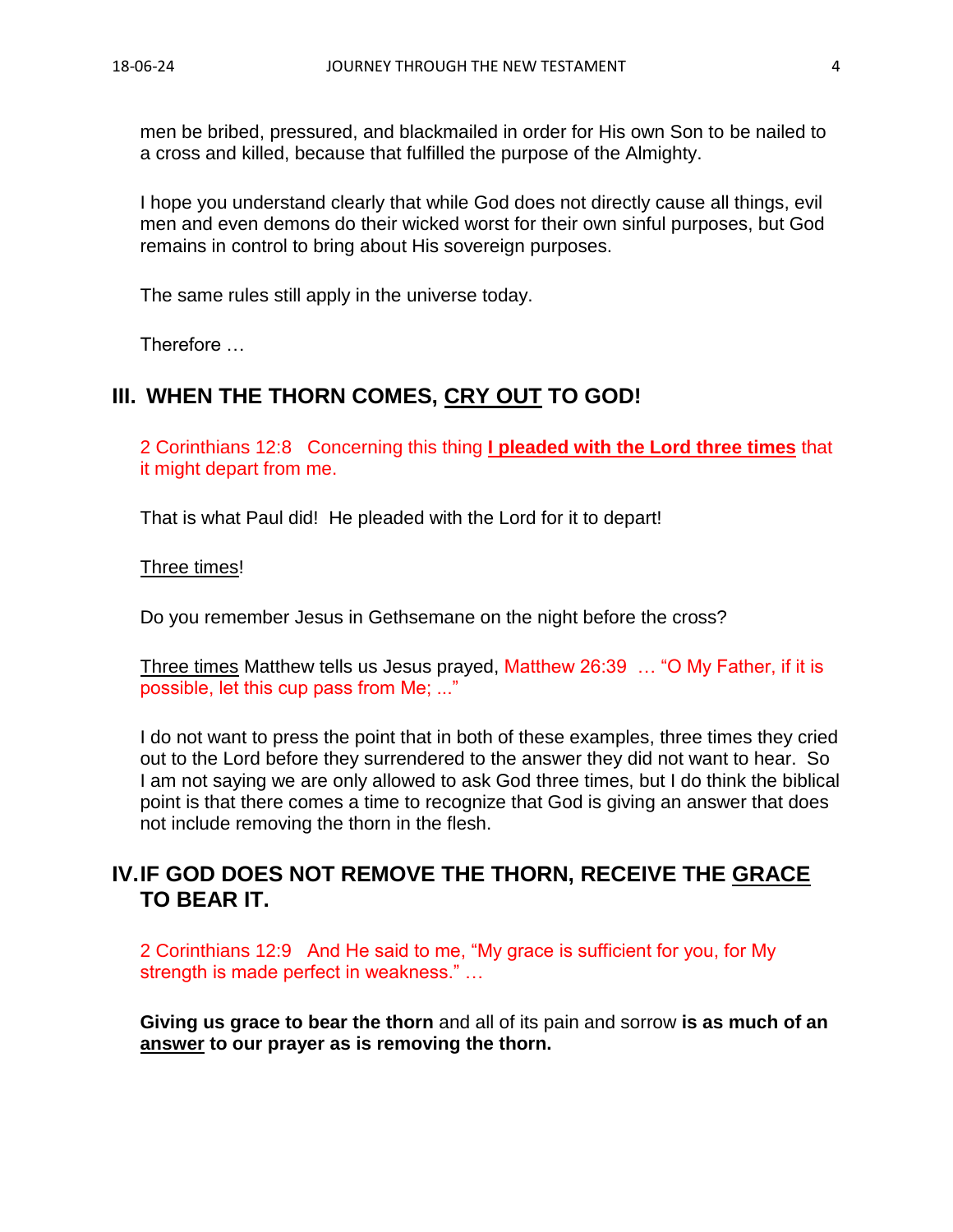men be bribed, pressured, and blackmailed in order for His own Son to be nailed to a cross and killed, because that fulfilled the purpose of the Almighty.

I hope you understand clearly that while God does not directly cause all things, evil men and even demons do their wicked worst for their own sinful purposes, but God remains in control to bring about His sovereign purposes.

The same rules still apply in the universe today.

Therefore …

## III. WHEN THE THORN COMES, <u>CRY OUT</u> TO GOD!

2 Corinthians 12:8 Concerning this thing **<u>I pleaded with the Lord three times</u>** that it might depart from me.

That is what Paul did! He pleaded with the Lord for it to depart!

<u>Three times</u>!

Do you remember Jesus in Gethsemane on the night before the cross?

<u>Three times</u> Matthew tells us Jesus prayed, Matthew 26:39 … "O My Father, if it is possible, let this cup pass from Me; ..."

I do not want to press the point that in both of these examples, three times they cried out to the Lord before they surrendered to the answer they did not want to hear. So I am not saying we are only allowed to ask God three times, but I do think the biblical point is that there comes a time to recognize that God is giving an answer that does not include removing the thorn in the flesh.

## IV. IF GOD DOES NOT REMOVE THE THORN, RECEIVE THE <u>GRACE</u> TO BEAR IT.

2 Corinthians 12:9 And He said to me, "My grace is sufficient for you, for My strength is made perfect in weakness." …

**Giving us grace to bear the thorn** and all of its pain and sorrow **is as much of an <u>answer</u> to our prayer as is removing the thorn.**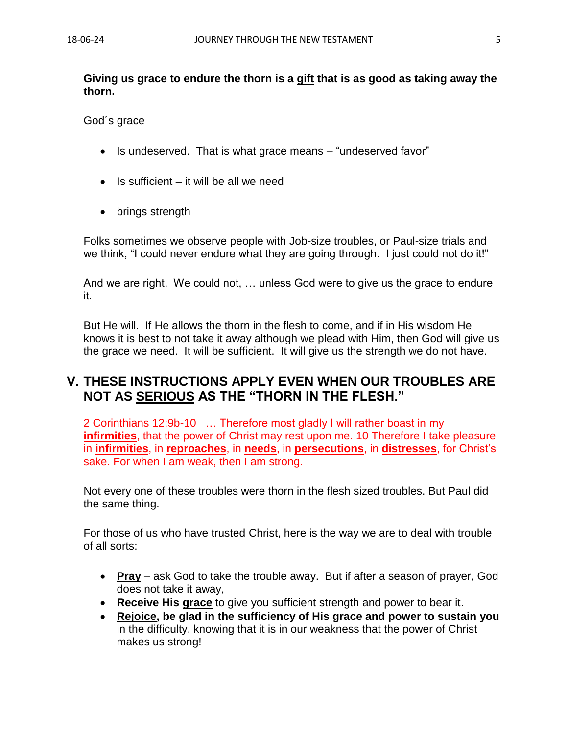**Giving us grace to endure the thorn is a gift that is as good as taking away the thorn.**

God´s grace

- Is undeserved. That is what grace means – "undeserved favor"
- Is sufficient – it will be all we need
- brings strength

Folks sometimes we observe people with Job-size troubles, or Paul-size trials and we think, "I could never endure what they are going through. I just could not do it!"

And we are right. We could not, … unless God were to give us the grace to endure it.

But He will. If He allows the thorn in the flesh to come, and if in His wisdom He knows it is best to not take it away although we plead with Him, then God will give us the grace we need. It will be sufficient. It will give us the strength we do not have.

## V. THESE INSTRUCTIONS APPLY EVEN WHEN OUR TROUBLES ARE NOT AS SERIOUS AS THE "THORN IN THE FLESH."

2 Corinthians 12:9b-10 … Therefore most gladly I will rather boast in my **infirmities**, that the power of Christ may rest upon me. 10 Therefore I take pleasure in **infirmities**, in **reproaches**, in **needs**, in **persecutions**, in **distresses**, for Christ's sake. For when I am weak, then I am strong.

Not every one of these troubles were thorn in the flesh sized troubles. But Paul did the same thing.

For those of us who have trusted Christ, here is the way we are to deal with trouble of all sorts:

- **Pray** – ask God to take the trouble away. But if after a season of prayer, God does not take it away,
- **Receive His grace** to give you sufficient strength and power to bear it.
- **Rejoice, be glad in the sufficiency of His grace and power to sustain you** in the difficulty, knowing that it is in our weakness that the power of Christ makes us strong!